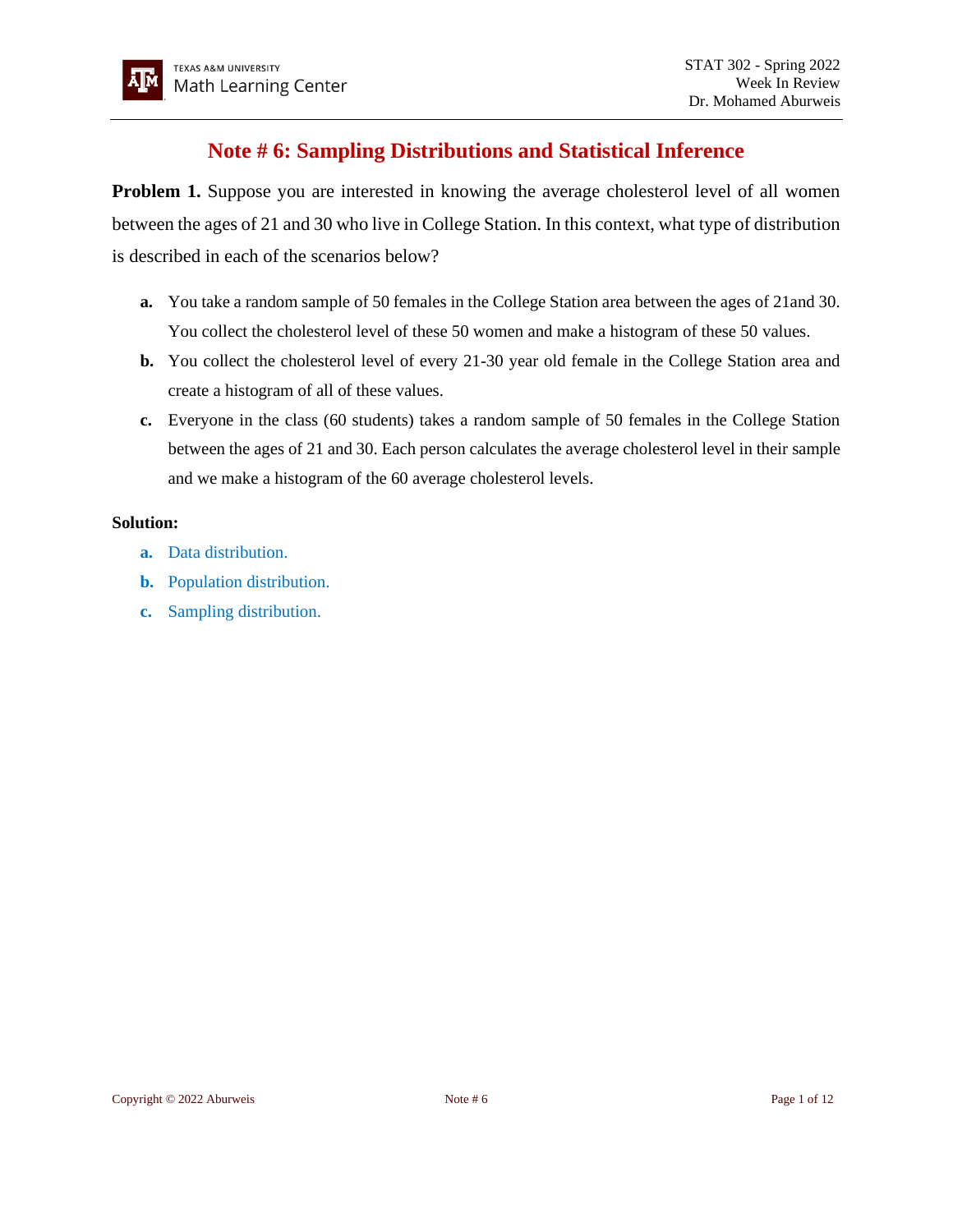# Note # 6: Sampling Distributions and Statistical Inference

**Problem 1.** Suppose you are interested in knowing the average cholesterol level of all women between the ages of 21 and 30 who live in College Station. In this context, what type of distribution is described in each of the scenarios below?

**a.** You take a random sample of 50 females in the College Station area between the ages of 21and 30. You collect the cholesterol level of these 50 women and make a histogram of these 50 values.

**b.** You collect the cholesterol level of every 21-30 year old female in the College Station area and create a histogram of all of these values.

**c.** Everyone in the class (60 students) takes a random sample of 50 females in the College Station between the ages of 21 and 30. Each person calculates the average cholesterol level in their sample and we make a histogram of the 60 average cholesterol levels.

**Solution:**

**a.** Data distribution.

**b.** Population distribution.

**c.** Sampling distribution.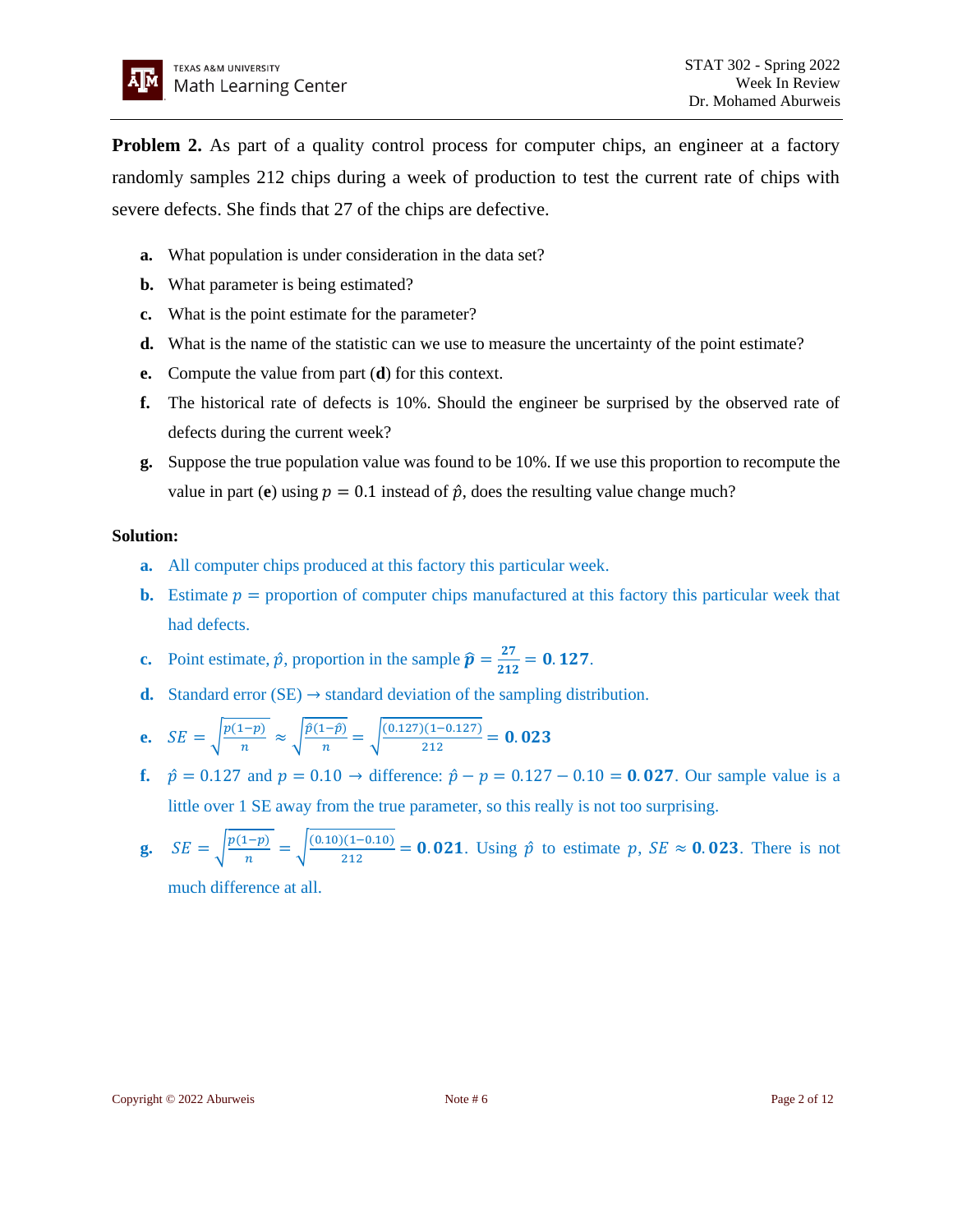**Problem 2.** As part of a quality control process for computer chips, an engineer at a factory randomly samples 212 chips during a week of production to test the current rate of chips with severe defects. She finds that 27 of the chips are defective.

**a.** What population is under consideration in the data set?

**b.** What parameter is being estimated?

**c.** What is the point estimate for the parameter?

**d.** What is the name of the statistic can we use to measure the uncertainty of the point estimate?

**e.** Compute the value from part (**d**) for this context.

**f.** The historical rate of defects is 10%. Should the engineer be surprised by the observed rate of defects during the current week?

**g.** Suppose the true population value was found to be 10%. If we use this proportion to recompute the value in part (**e**) using $p = 0.1$ instead of $\hat{p}$, does the resulting value change much?

**Solution:**

**a.** All computer chips produced at this factory this particular week.

**b.** Estimate $p =$ proportion of computer chips manufactured at this factory this particular week that had defects.

**c.** Point estimate, $\hat{p}$, proportion in the sample $\boldsymbol{\hat{p}} = \frac{\mathbf{27}}{\mathbf{212}} = \mathbf{0.127}$.

**d.** Standard error (SE) → standard deviation of the sampling distribution.

**e.** $SE = \sqrt{\frac{p(1-p)}{n}} \approx \sqrt{\frac{\hat{p}(1-\hat{p})}{n}} = \sqrt{\frac{(0.127)(1-0.127)}{212}} = \mathbf{0.023}$

**f.** $\hat{p} = 0.127$ and $p = 0.10$ → difference: $\hat{p} - p = 0.127 - 0.10 = \mathbf{0.027}$. Our sample value is a little over 1 SE away from the true parameter, so this really is not too surprising.

**g.** $SE = \sqrt{\frac{p(1-p)}{n}} = \sqrt{\frac{(0.10)(1-0.10)}{212}} = \mathbf{0.021}$. Using $\hat{p}$ to estimate $p$, $SE \approx \mathbf{0.023}$. There is not much difference at all.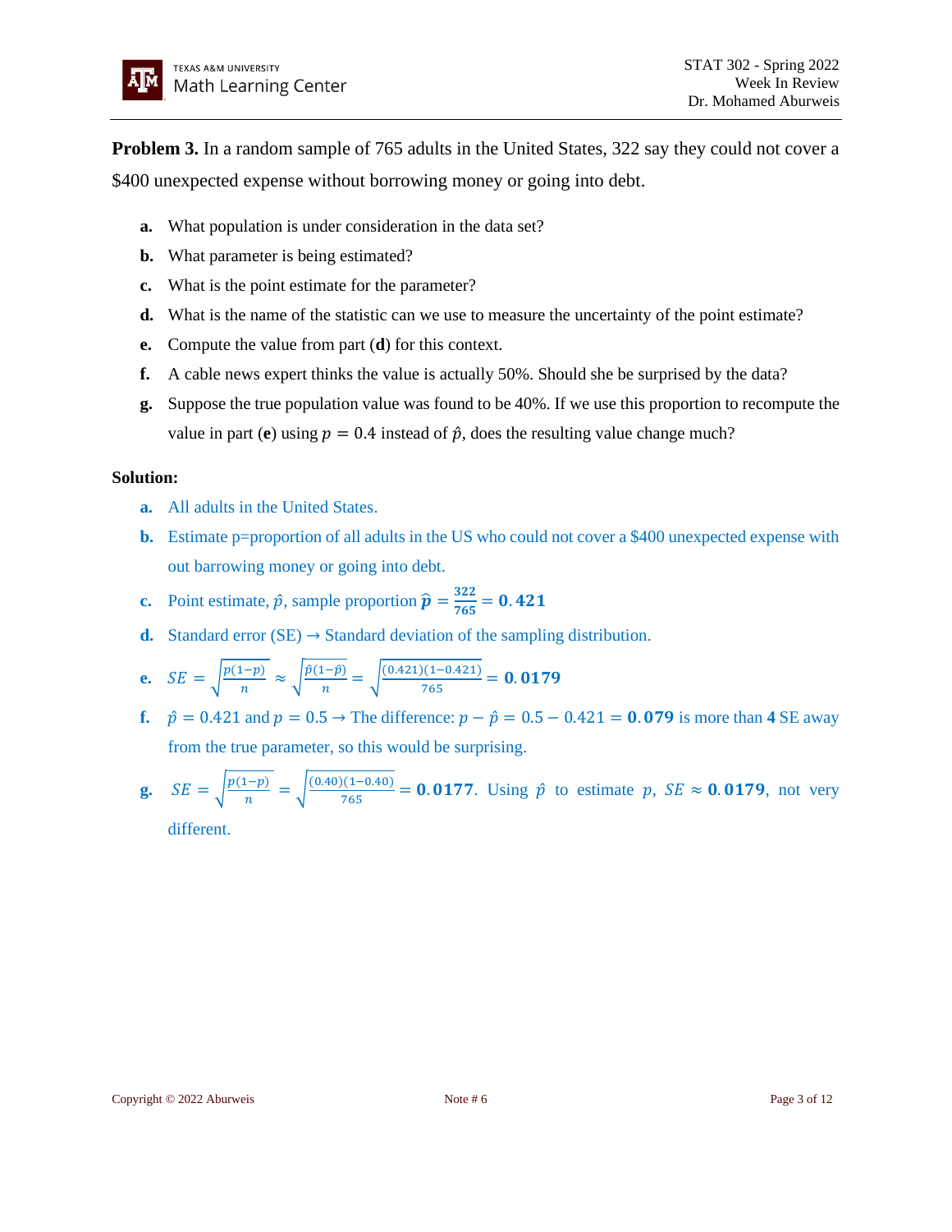**Problem 3.** In a random sample of 765 adults in the United States, 322 say they could not cover a $400 unexpected expense without borrowing money or going into debt.

- **a.** What population is under consideration in the data set?
- **b.** What parameter is being estimated?
- **c.** What is the point estimate for the parameter?
- **d.** What is the name of the statistic can we use to measure the uncertainty of the point estimate?
- **e.** Compute the value from part (**d**) for this context.
- **f.** A cable news expert thinks the value is actually 50%. Should she be surprised by the data?
- **g.** Suppose the true population value was found to be 40%. If we use this proportion to recompute the value in part (**e**) using $p = 0.4$ instead of $\hat{p}$, does the resulting value change much?

**Solution:**

- **a.** All adults in the United States.
- **b.** Estimate p=proportion of all adults in the US who could not cover a $400 unexpected expense with out barrowing money or going into debt.
- **c.** Point estimate, $\hat{p}$, sample proportion $\boldsymbol{\hat{p} = \frac{322}{765} = 0.421}$
- **d.** Standard error (SE) → Standard deviation of the sampling distribution.
- **e.** $SE = \sqrt{\frac{p(1-p)}{n}} \approx \sqrt{\frac{\hat{p}(1-\hat{p})}{n}} = \sqrt{\frac{(0.421)(1-0.421)}{765}} = \mathbf{0.0179}$
- **f.** $\hat{p} = 0.421$ and $p = 0.5$ → The difference: $p - \hat{p} = 0.5 - 0.421 = \mathbf{0.079}$ is more than **4** SE away from the true parameter, so this would be surprising.
- **g.** $SE = \sqrt{\frac{p(1-p)}{n}} = \sqrt{\frac{(0.40)(1-0.40)}{765}} = \mathbf{0.0177}$. Using $\hat{p}$ to estimate $p$, $SE \approx \mathbf{0.0179}$, not very different.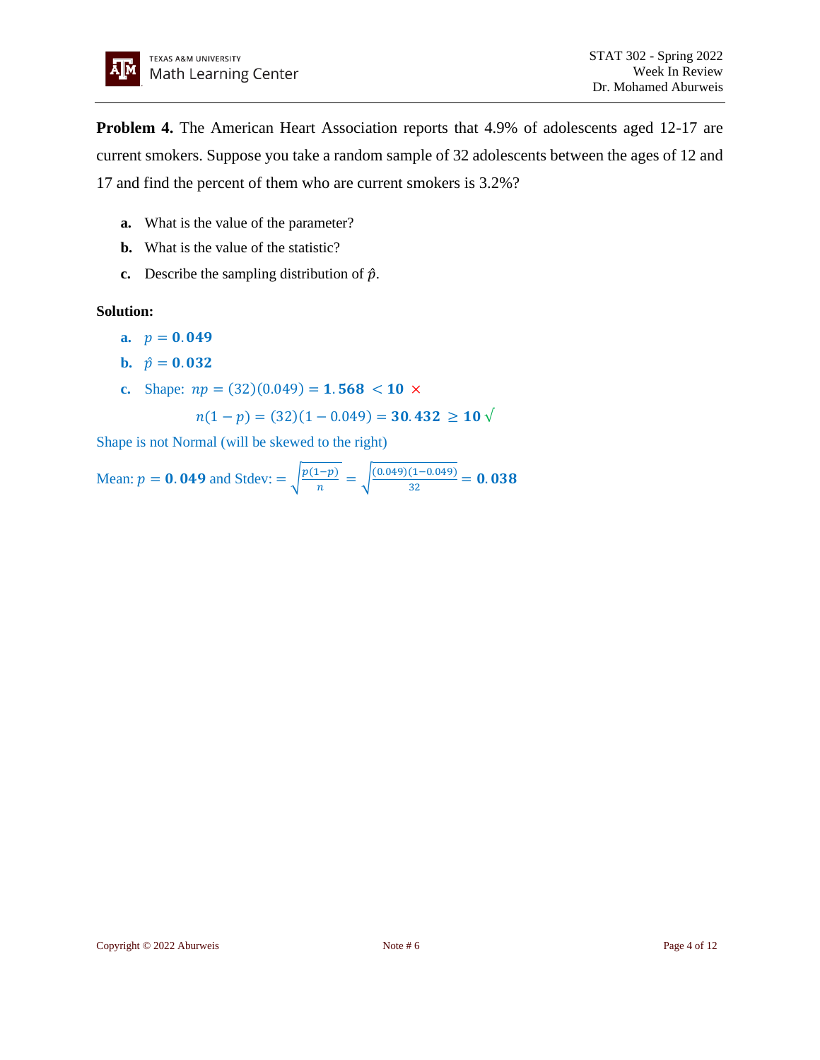**Problem 4.** The American Heart Association reports that 4.9% of adolescents aged 12-17 are current smokers. Suppose you take a random sample of 32 adolescents between the ages of 12 and 17 and find the percent of them who are current smokers is 3.2%?

**a.** What is the value of the parameter?

**b.** What is the value of the statistic?

**c.** Describe the sampling distribution of $\hat{p}$.

**Solution:**

**a.** $p = \mathbf{0.049}$

**b.** $\hat{p} = \mathbf{0.032}$

**c.** Shape: $np = (32)(0.049) = \mathbf{1.568} < \mathbf{10}$ ×

$n(1-p) = (32)(1-0.049) = \mathbf{30.432} \geq \mathbf{10}$ √

Shape is not Normal (will be skewed to the right)

Mean: $p = \mathbf{0.049}$ and Stdev: $= \sqrt{\frac{p(1-p)}{n}} = \sqrt{\frac{(0.049)(1-0.049)}{32}} = \mathbf{0.038}$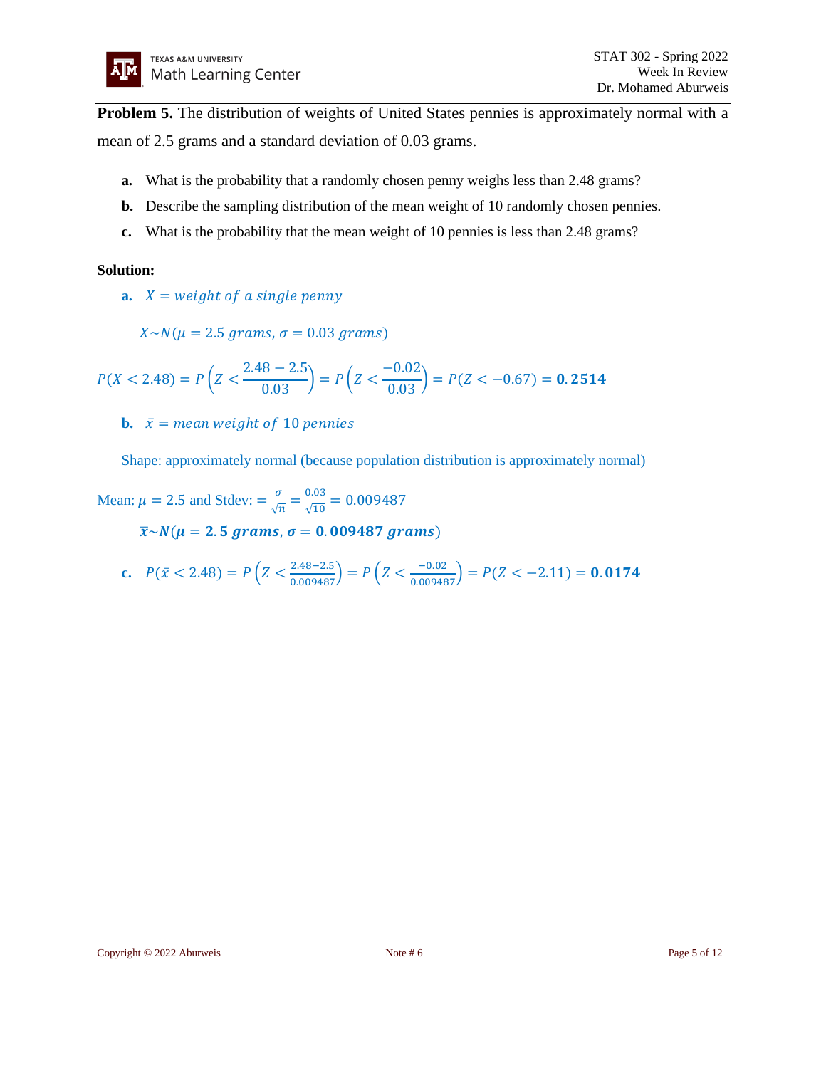**Problem 5.** The distribution of weights of United States pennies is approximately normal with a mean of 2.5 grams and a standard deviation of 0.03 grams.

**a.** What is the probability that a randomly chosen penny weighs less than 2.48 grams?

**b.** Describe the sampling distribution of the mean weight of 10 randomly chosen pennies.

**c.** What is the probability that the mean weight of 10 pennies is less than 2.48 grams?

**Solution:**

**a.** $X = weight\ of\ a\ single\ penny$

$X \sim N(\mu = 2.5\ grams, \sigma = 0.03\ grams)$

$$P(X < 2.48) = P\left(Z < \frac{2.48 - 2.5}{0.03}\right) = P\left(Z < \frac{-0.02}{0.03}\right) = P(Z < -0.67) = \mathbf{0.2514}$$

**b.** $\bar{x} = mean\ weight\ of\ 10\ pennies$

Shape: approximately normal (because population distribution is approximately normal)

Mean: $\mu = 2.5$ and Stdev: $= \frac{\sigma}{\sqrt{n}} = \frac{0.03}{\sqrt{10}} = 0.009487$

$\boldsymbol{\bar{x} \sim N(\mu = 2.5\ grams, \sigma = 0.009487\ grams)}$

**c.** $P(\bar{x} < 2.48) = P\left(Z < \frac{2.48 - 2.5}{0.009487}\right) = P\left(Z < \frac{-0.02}{0.009487}\right) = P(Z < -2.11) = \mathbf{0.0174}$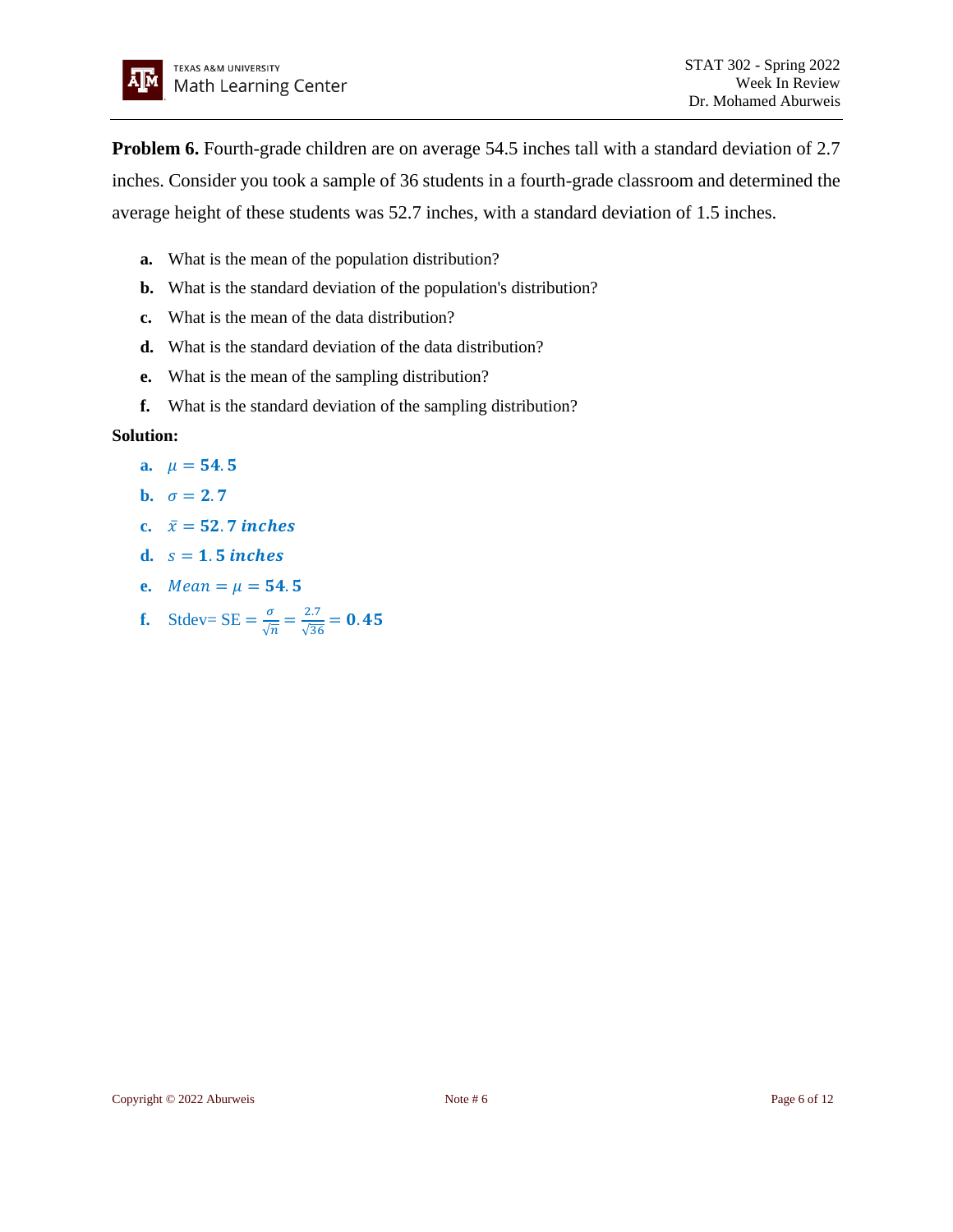**Problem 6.** Fourth-grade children are on average 54.5 inches tall with a standard deviation of 2.7 inches. Consider you took a sample of 36 students in a fourth-grade classroom and determined the average height of these students was 52.7 inches, with a standard deviation of 1.5 inches.

- **a.** What is the mean of the population distribution?
- **b.** What is the standard deviation of the population's distribution?
- **c.** What is the mean of the data distribution?
- **d.** What is the standard deviation of the data distribution?
- **e.** What is the mean of the sampling distribution?
- **f.** What is the standard deviation of the sampling distribution?

**Solution:**

- **a.** $\mu = \mathbf{54.5}$
- **b.** $\sigma = \mathbf{2.7}$
- **c.** $\bar{x} = \mathbf{52.7}\ \boldsymbol{inches}$
- **d.** $s = \mathbf{1.5}\ \boldsymbol{inches}$
- **e.** $Mean = \mu = \mathbf{54.5}$
- **f.** Stdev= SE $= \frac{\sigma}{\sqrt{n}} = \frac{2.7}{\sqrt{36}} = \mathbf{0.45}$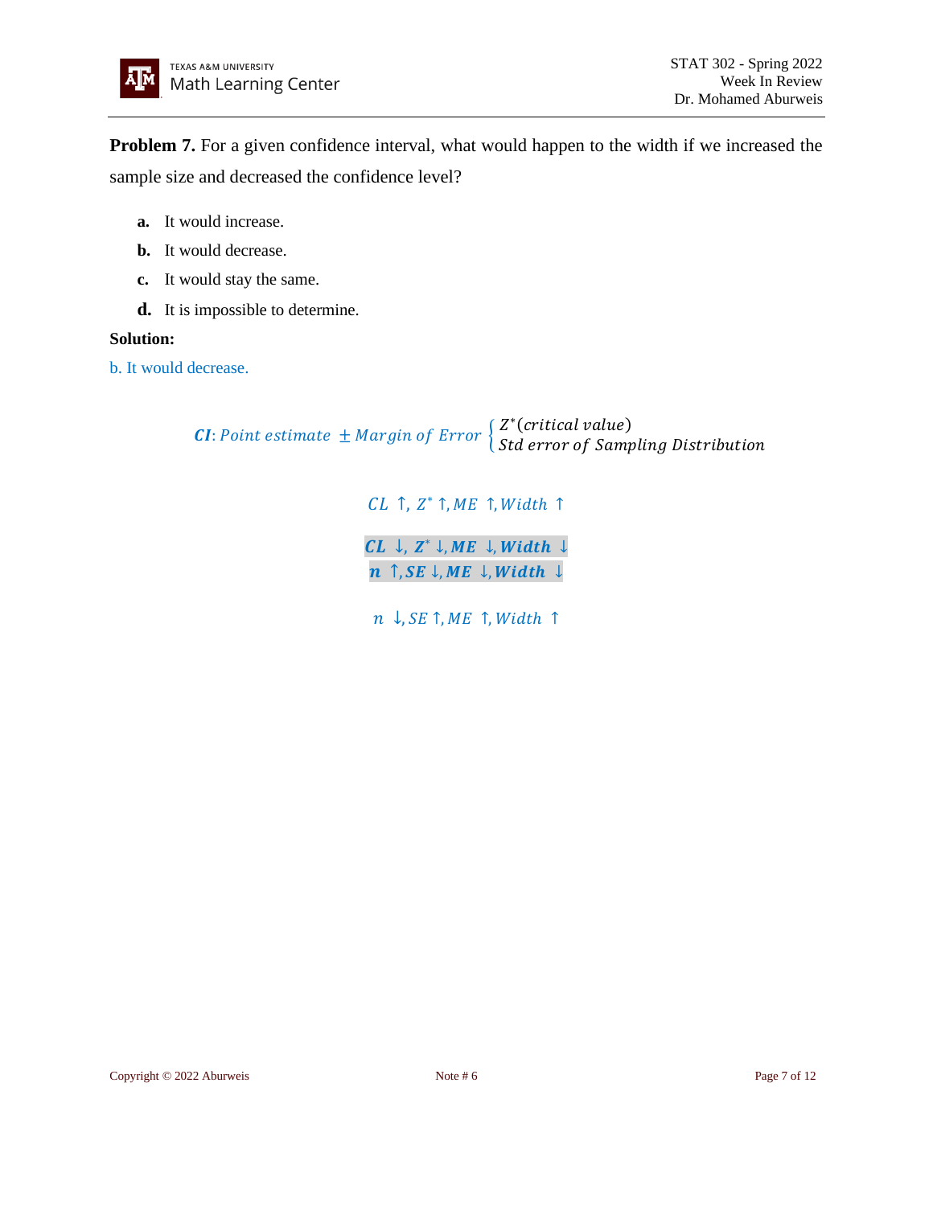**Problem 7.** For a given confidence interval, what would happen to the width if we increased the sample size and decreased the confidence level?

- **a.** It would increase.
- **b.** It would decrease.
- **c.** It would stay the same.
- **d.** It is impossible to determine.

**Solution:**

b. It would decrease.

$$\boldsymbol{CI}: Point\ estimate\ \pm Margin\ of\ Error \begin{cases} Z^*(critical\ value) \\ Std\ error\ of\ Sampling\ Distribution \end{cases}$$

$$CL \uparrow, Z^* \uparrow, ME \uparrow, Width \uparrow$$

$$\boldsymbol{CL} \downarrow, \boldsymbol{Z^*} \downarrow, \boldsymbol{ME} \downarrow, \boldsymbol{Width} \downarrow$$

$$\boldsymbol{n} \uparrow, \boldsymbol{SE} \downarrow, \boldsymbol{ME} \downarrow, \boldsymbol{Width} \downarrow$$

$$n \downarrow, SE \uparrow, ME \uparrow, Width \uparrow$$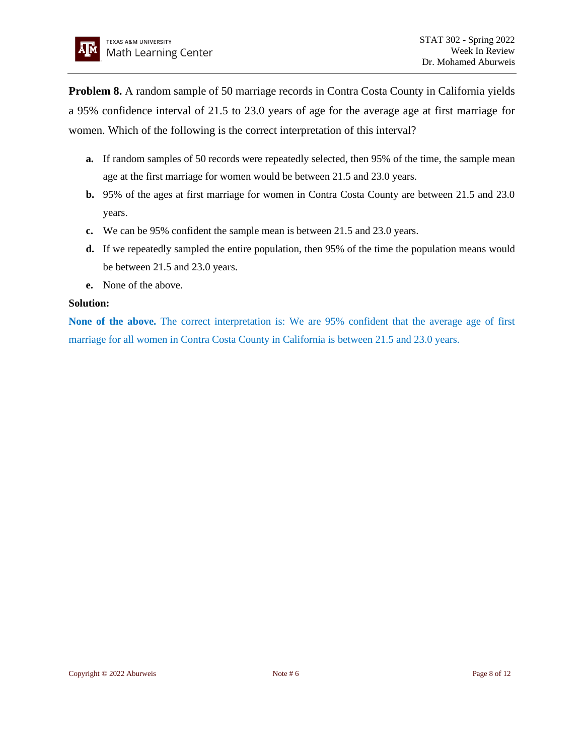**Problem 8.** A random sample of 50 marriage records in Contra Costa County in California yields a 95% confidence interval of 21.5 to 23.0 years of age for the average age at first marriage for women. Which of the following is the correct interpretation of this interval?

- **a.** If random samples of 50 records were repeatedly selected, then 95% of the time, the sample mean age at the first marriage for women would be between 21.5 and 23.0 years.
- **b.** 95% of the ages at first marriage for women in Contra Costa County are between 21.5 and 23.0 years.
- **c.** We can be 95% confident the sample mean is between 21.5 and 23.0 years.
- **d.** If we repeatedly sampled the entire population, then 95% of the time the population means would be between 21.5 and 23.0 years.
- **e.** None of the above.

**Solution:**

**None of the above.** The correct interpretation is: We are 95% confident that the average age of first marriage for all women in Contra Costa County in California is between 21.5 and 23.0 years.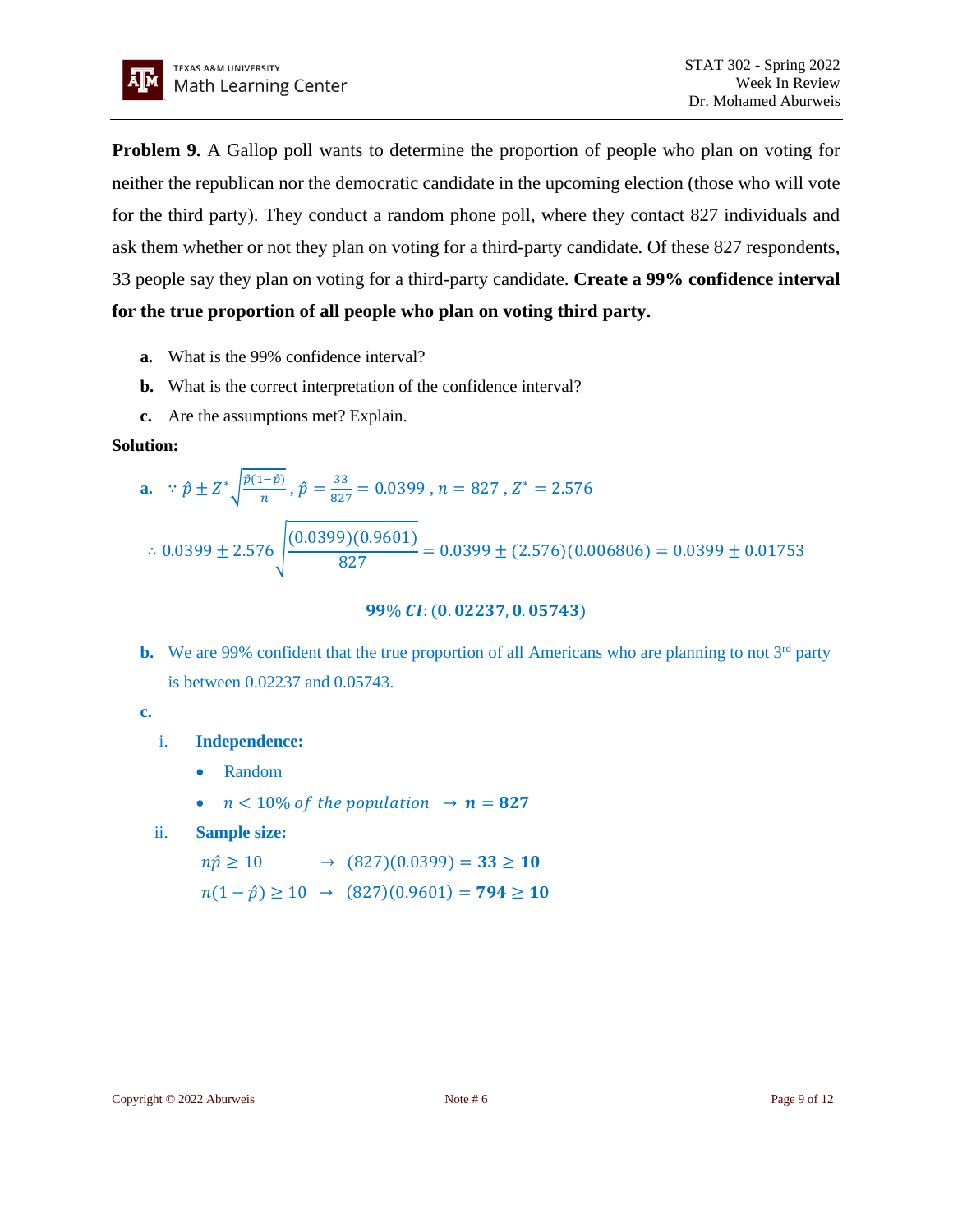**Problem 9.** A Gallop poll wants to determine the proportion of people who plan on voting for neither the republican nor the democratic candidate in the upcoming election (those who will vote for the third party). They conduct a random phone poll, where they contact 827 individuals and ask them whether or not they plan on voting for a third-party candidate. Of these 827 respondents, 33 people say they plan on voting for a third-party candidate. **Create a 99% confidence interval for the true proportion of all people who plan on voting third party.**

**a.** What is the 99% confidence interval?

**b.** What is the correct interpretation of the confidence interval?

**c.** Are the assumptions met? Explain.

**Solution:**

**a.** $\because \hat{p} \pm Z^* \sqrt{\frac{\hat{p}(1-\hat{p})}{n}}$, $\hat{p} = \frac{33}{827} = 0.0399$, $n = 827$, $Z^* = 2.576$

$$\therefore 0.0399 \pm 2.576 \sqrt{\frac{(0.0399)(0.9601)}{827}} = 0.0399 \pm (2.576)(0.006806) = 0.0399 \pm 0.01753$$

$$\mathbf{99\%\ \boldsymbol{CI}: (0.02237, 0.05743)}$$

**b.** We are 99% confident that the true proportion of all Americans who are planning to not 3rd party is between 0.02237 and 0.05743.

**c.**

i. **Independence:**

- Random
- $n < 10\%\ of\ the\ population \rightarrow \boldsymbol{n = 827}$

ii. **Sample size:**

$n\hat{p} \geq 10 \rightarrow (827)(0.0399) = \mathbf{33 \geq 10}$

$n(1-\hat{p}) \geq 10 \rightarrow (827)(0.9601) = \mathbf{794 \geq 10}$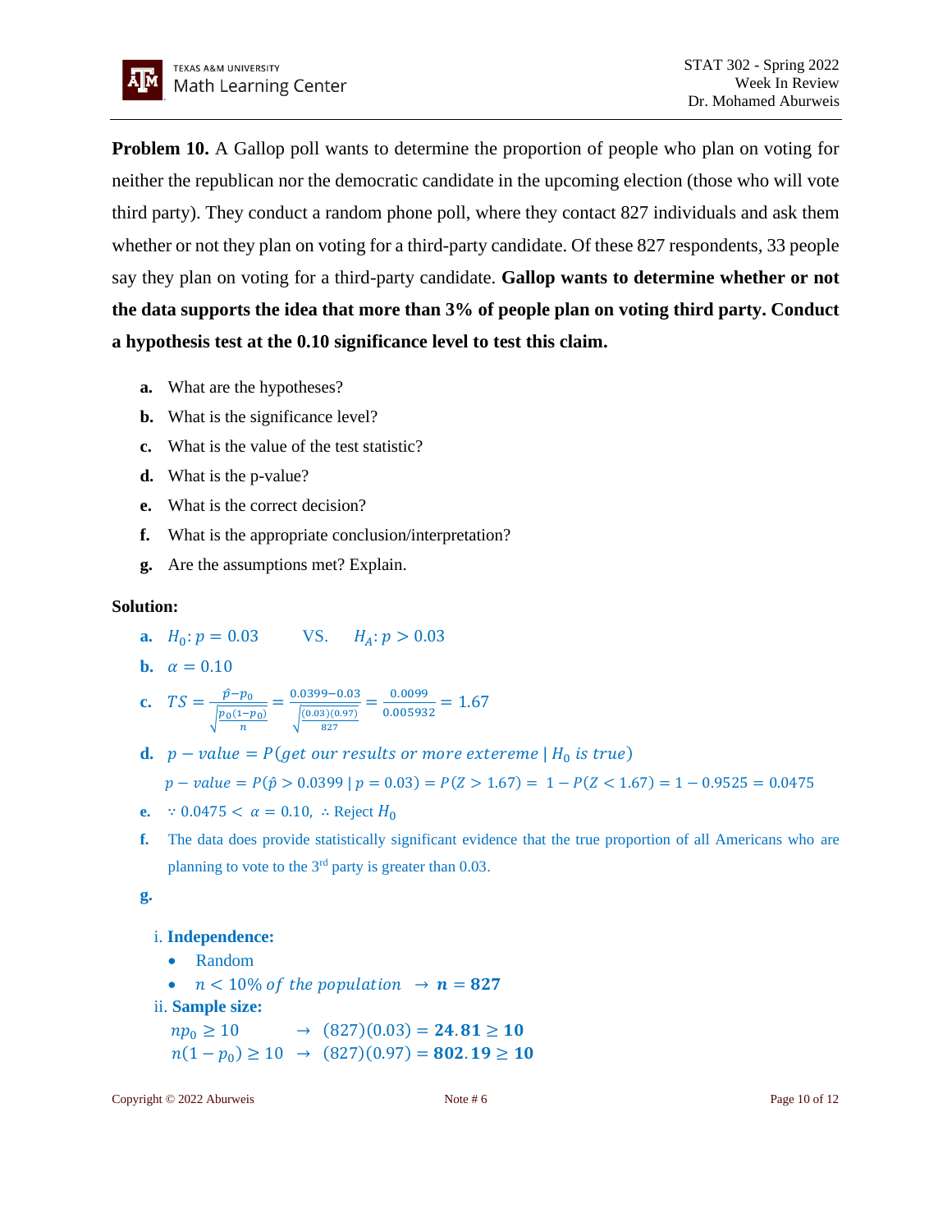**Problem 10.** A Gallop poll wants to determine the proportion of people who plan on voting for neither the republican nor the democratic candidate in the upcoming election (those who will vote third party). They conduct a random phone poll, where they contact 827 individuals and ask them whether or not they plan on voting for a third-party candidate. Of these 827 respondents, 33 people say they plan on voting for a third-party candidate. **Gallop wants to determine whether or not the data supports the idea that more than 3% of people plan on voting third party. Conduct a hypothesis test at the 0.10 significance level to test this claim.**

- **a.** What are the hypotheses?
- **b.** What is the significance level?
- **c.** What is the value of the test statistic?
- **d.** What is the p-value?
- **e.** What is the correct decision?
- **f.** What is the appropriate conclusion/interpretation?
- **g.** Are the assumptions met? Explain.

**Solution:**

**a.** $H_0: p = 0.03 \quad \text{VS.} \quad H_A: p > 0.03$

**b.** $\alpha = 0.10$

**c.** $TS = \frac{\hat{p} - p_0}{\sqrt{\frac{p_0(1-p_0)}{n}}} = \frac{0.0399 - 0.03}{\sqrt{\frac{(0.03)(0.97)}{827}}} = \frac{0.0099}{0.005932} = 1.67$

**d.** $p - value = P(get\ our\ results\ or\ more\ extereme \mid H_0\ is\ true)$

$p - value = P(\hat{p} > 0.0399 \mid p = 0.03) = P(Z > 1.67) = 1 - P(Z < 1.67) = 1 - 0.9525 = 0.0475$

**e.** $\because 0.0475 < \alpha = 0.10$, $\therefore$ Reject $H_0$

**f.** The data does provide statistically significant evidence that the true proportion of all Americans who are planning to vote to the 3rd party is greater than 0.03.

**g.**

i. **Independence:**

- Random
- $n < 10\%\ of\ the\ population \rightarrow \boldsymbol{n = 827}$

ii. **Sample size:**

$np_0 \geq 10 \rightarrow (827)(0.03) = \boldsymbol{24.81 \geq 10}$

$n(1 - p_0) \geq 10 \rightarrow (827)(0.97) = \boldsymbol{802.19 \geq 10}$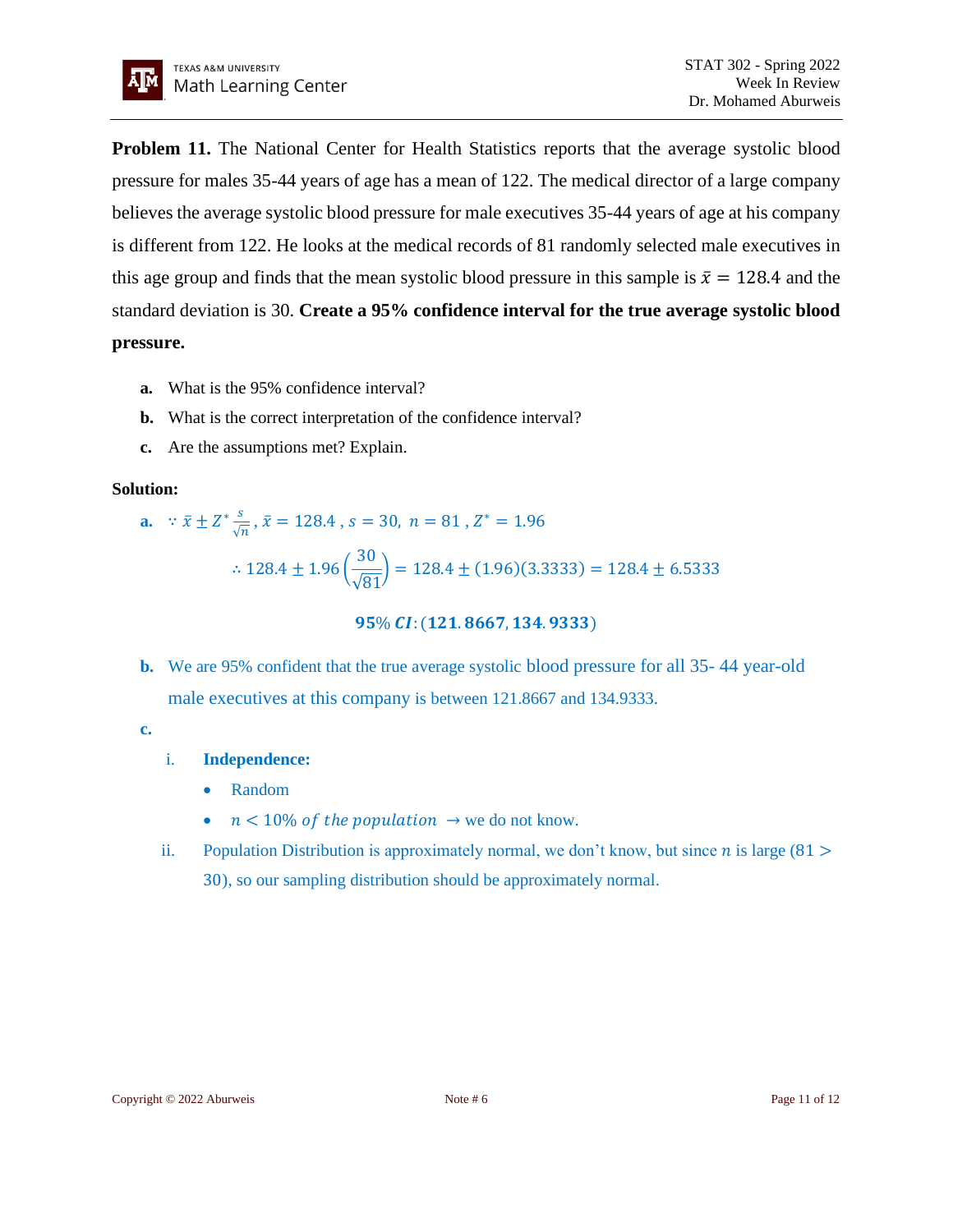**Problem 11.** The National Center for Health Statistics reports that the average systolic blood pressure for males 35-44 years of age has a mean of 122. The medical director of a large company believes the average systolic blood pressure for male executives 35-44 years of age at his company is different from 122. He looks at the medical records of 81 randomly selected male executives in this age group and finds that the mean systolic blood pressure in this sample is $\bar{x} = 128.4$ and the standard deviation is 30. **Create a 95% confidence interval for the true average systolic blood pressure.**

- **a.** What is the 95% confidence interval?
- **b.** What is the correct interpretation of the confidence interval?
- **c.** Are the assumptions met? Explain.

**Solution:**

**a.** $\because \bar{x} \pm Z^* \frac{s}{\sqrt{n}}$, $\bar{x} = 128.4$ , $s = 30$, $n = 81$ , $Z^* = 1.96$

$$\therefore 128.4 \pm 1.96\left(\frac{30}{\sqrt{81}}\right) = 128.4 \pm (1.96)(3.3333) = 128.4 \pm 6.5333$$

$$\mathbf{95\%\ \mathit{CI}: (121.8667, 134.9333)}$$

**b.** We are 95% confident that the true average systolic blood pressure for all 35- 44 year-old male executives at this company is between 121.8667 and 134.9333.

**c.**

i. **Independence:**
   - Random
   - $n < 10\%\ of\ the\ population$ → we do not know.

ii. Population Distribution is approximately normal, we don't know, but since $n$ is large ($81 > 30$), so our sampling distribution should be approximately normal.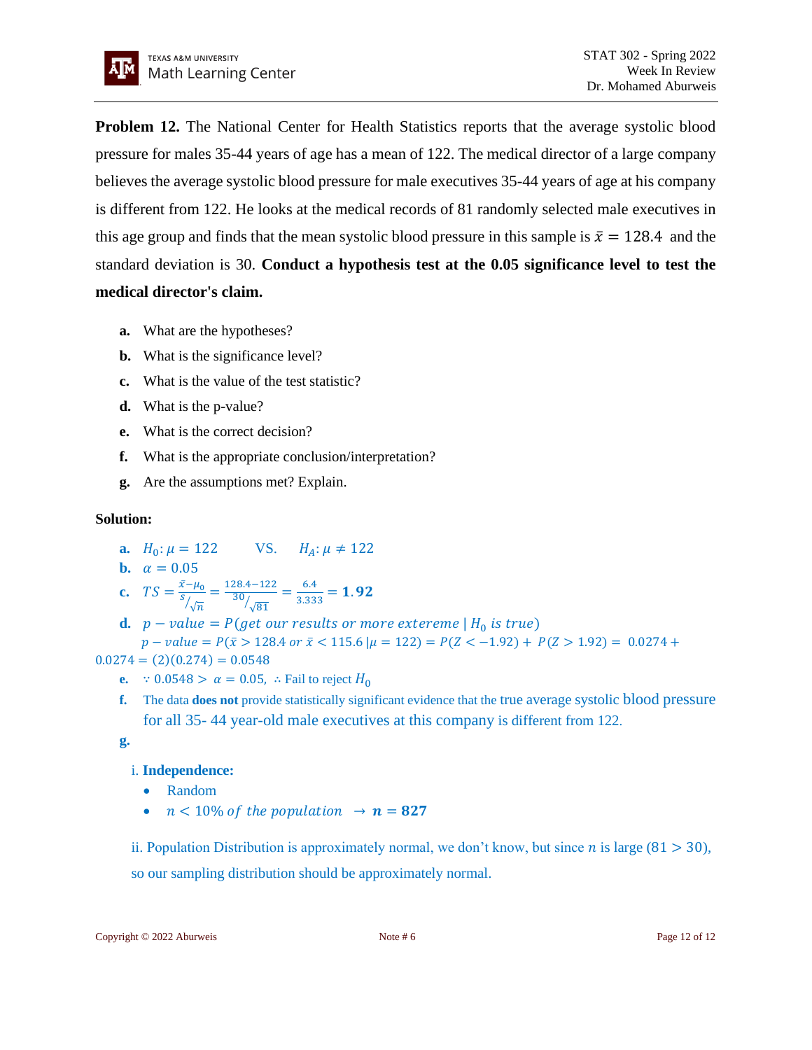**Problem 12.** The National Center for Health Statistics reports that the average systolic blood pressure for males 35-44 years of age has a mean of 122. The medical director of a large company believes the average systolic blood pressure for male executives 35-44 years of age at his company is different from 122. He looks at the medical records of 81 randomly selected male executives in this age group and finds that the mean systolic blood pressure in this sample is $\bar{x} = 128.4$ and the standard deviation is 30. **Conduct a hypothesis test at the 0.05 significance level to test the medical director's claim.**

**a.** What are the hypotheses?

**b.** What is the significance level?

**c.** What is the value of the test statistic?

**d.** What is the p-value?

**e.** What is the correct decision?

**f.** What is the appropriate conclusion/interpretation?

**g.** Are the assumptions met? Explain.

**Solution:**

**a.** $H_0: \mu = 122$ VS. $H_A: \mu \neq 122$

**b.** $\alpha = 0.05$

**c.** $TS = \frac{\bar{x} - \mu_0}{s/\sqrt{n}} = \frac{128.4 - 122}{30/\sqrt{81}} = \frac{6.4}{3.333} = \mathbf{1.92}$

**d.** $p - value = P(get\ our\ results\ or\ more\ extereme \mid H_0\ is\ true)$

$p - value = P(\bar{x} > 128.4\ or\ \bar{x} < 115.6\ |\mu = 122) = P(Z < -1.92) + P(Z > 1.92) = 0.0274 + 0.0274 = (2)(0.274) = 0.0548$

**e.** $\because 0.0548 > \alpha = 0.05$, $\therefore$ Fail to reject $H_0$

**f.** The data **does not** provide statistically significant evidence that the true average systolic blood pressure for all 35- 44 year-old male executives at this company is different from 122.

**g.**

i. **Independence:**

- Random
- $n < 10\%\ of\ the\ population\ \rightarrow \boldsymbol{n = 827}$

ii. Population Distribution is approximately normal, we don't know, but since $n$ is large $(81 > 30)$, so our sampling distribution should be approximately normal.